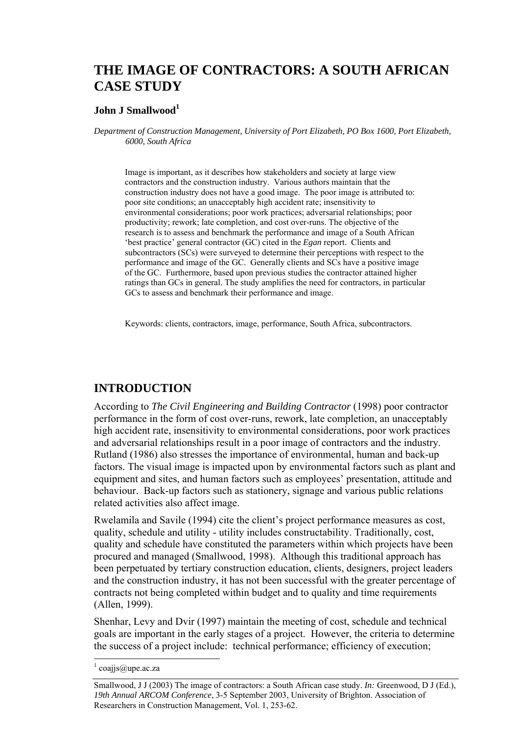# THE IMAGE OF CONTRACTORS: A SOUTH AFRICAN CASE STUDY

**John J Smallwood**[1]

*Department of Construction Management, University of Port Elizabeth, PO Box 1600, Port Elizabeth, 6000, South Africa*

Image is important, as it describes how stakeholders and society at large view contractors and the construction industry. Various authors maintain that the construction industry does not have a good image. The poor image is attributed to: poor site conditions; an unacceptably high accident rate; insensitivity to environmental considerations; poor work practices; adversarial relationships; poor productivity; rework; late completion, and cost over-runs. The objective of the research is to assess and benchmark the performance and image of a South African 'best practice' general contractor (GC) cited in the *Egan* report. Clients and subcontractors (SCs) were surveyed to determine their perceptions with respect to the performance and image of the GC. Generally clients and SCs have a positive image of the GC. Furthermore, based upon previous studies the contractor attained higher ratings than GCs in general. The study amplifies the need for contractors, in particular GCs to assess and benchmark their performance and image.

Keywords: clients, contractors, image, performance, South Africa, subcontractors.

## INTRODUCTION

According to *The Civil Engineering and Building Contractor* (1998) poor contractor performance in the form of cost over-runs, rework, late completion, an unacceptably high accident rate, insensitivity to environmental considerations, poor work practices and adversarial relationships result in a poor image of contractors and the industry. Rutland (1986) also stresses the importance of environmental, human and back-up factors. The visual image is impacted upon by environmental factors such as plant and equipment and sites, and human factors such as employees' presentation, attitude and behaviour. Back-up factors such as stationery, signage and various public relations related activities also affect image.

Rwelamila and Savile (1994) cite the client's project performance measures as cost, quality, schedule and utility - utility includes constructability. Traditionally, cost, quality and schedule have constituted the parameters within which projects have been procured and managed (Smallwood, 1998). Although this traditional approach has been perpetuated by tertiary construction education, clients, designers, project leaders and the construction industry, it has not been successful with the greater percentage of contracts not being completed within budget and to quality and time requirements (Allen, 1999).

Shenhar, Levy and Dvir (1997) maintain the meeting of cost, schedule and technical goals are important in the early stages of a project. However, the criteria to determine the success of a project include: technical performance; efficiency of execution;

[1] coajjs@upe.ac.za

Smallwood, J J (2003) The image of contractors: a South African case study. *In:* Greenwood, D J (Ed.), *19th Annual ARCOM Conference*, 3-5 September 2003, University of Brighton. Association of Researchers in Construction Management, Vol. 1, 253-62.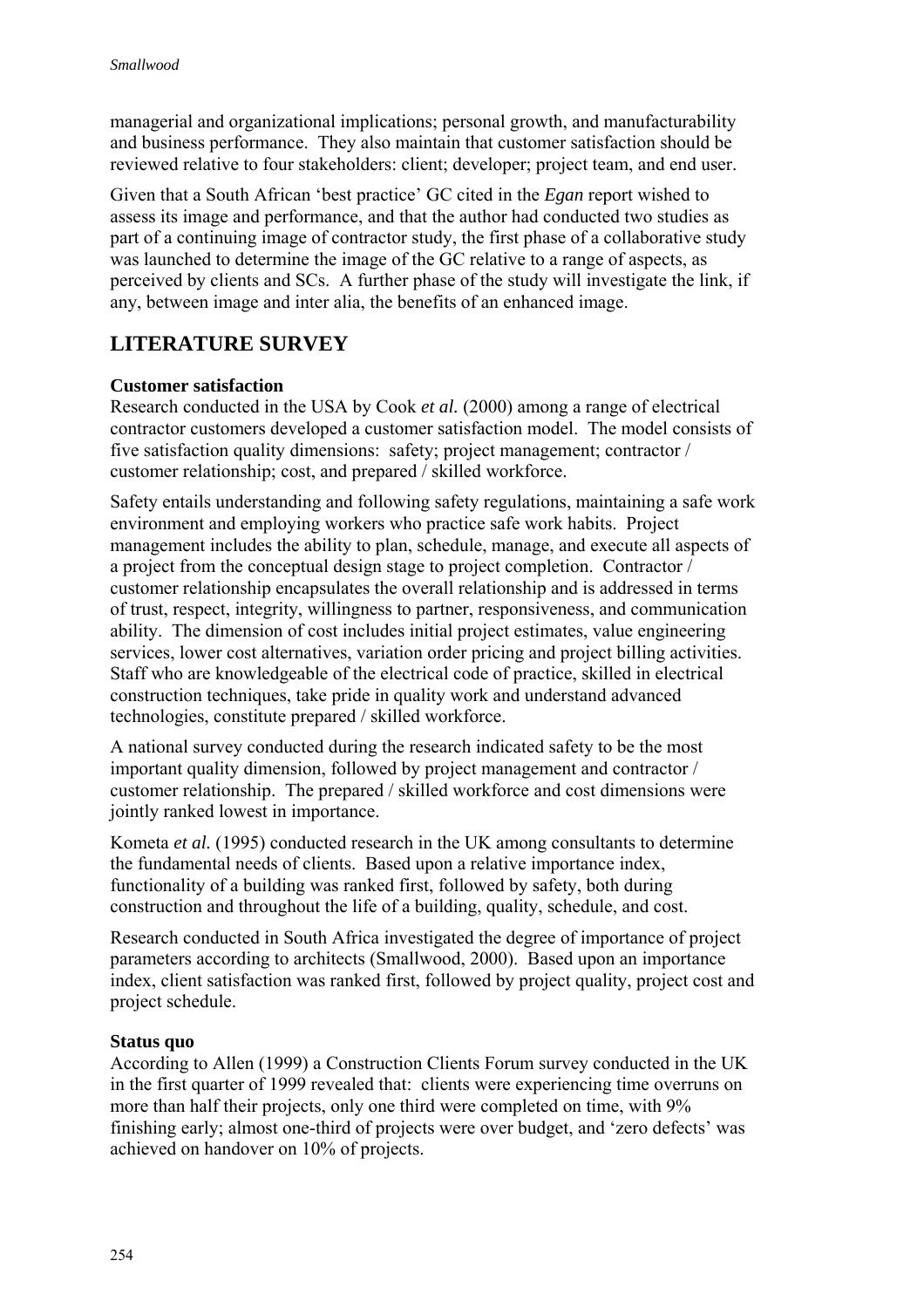managerial and organizational implications; personal growth, and manufacturability and business performance. They also maintain that customer satisfaction should be reviewed relative to four stakeholders: client; developer; project team, and end user.

Given that a South African 'best practice' GC cited in the *Egan* report wished to assess its image and performance, and that the author had conducted two studies as part of a continuing image of contractor study, the first phase of a collaborative study was launched to determine the image of the GC relative to a range of aspects, as perceived by clients and SCs. A further phase of the study will investigate the link, if any, between image and inter alia, the benefits of an enhanced image.

## LITERATURE SURVEY

### Customer satisfaction

Research conducted in the USA by Cook *et al.* (2000) among a range of electrical contractor customers developed a customer satisfaction model. The model consists of five satisfaction quality dimensions: safety; project management; contractor / customer relationship; cost, and prepared / skilled workforce.

Safety entails understanding and following safety regulations, maintaining a safe work environment and employing workers who practice safe work habits. Project management includes the ability to plan, schedule, manage, and execute all aspects of a project from the conceptual design stage to project completion. Contractor / customer relationship encapsulates the overall relationship and is addressed in terms of trust, respect, integrity, willingness to partner, responsiveness, and communication ability. The dimension of cost includes initial project estimates, value engineering services, lower cost alternatives, variation order pricing and project billing activities. Staff who are knowledgeable of the electrical code of practice, skilled in electrical construction techniques, take pride in quality work and understand advanced technologies, constitute prepared / skilled workforce.

A national survey conducted during the research indicated safety to be the most important quality dimension, followed by project management and contractor / customer relationship. The prepared / skilled workforce and cost dimensions were jointly ranked lowest in importance.

Kometa *et al.* (1995) conducted research in the UK among consultants to determine the fundamental needs of clients. Based upon a relative importance index, functionality of a building was ranked first, followed by safety, both during construction and throughout the life of a building, quality, schedule, and cost.

Research conducted in South Africa investigated the degree of importance of project parameters according to architects (Smallwood, 2000). Based upon an importance index, client satisfaction was ranked first, followed by project quality, project cost and project schedule.

### Status quo

According to Allen (1999) a Construction Clients Forum survey conducted in the UK in the first quarter of 1999 revealed that: clients were experiencing time overruns on more than half their projects, only one third were completed on time, with 9% finishing early; almost one-third of projects were over budget, and 'zero defects' was achieved on handover on 10% of projects.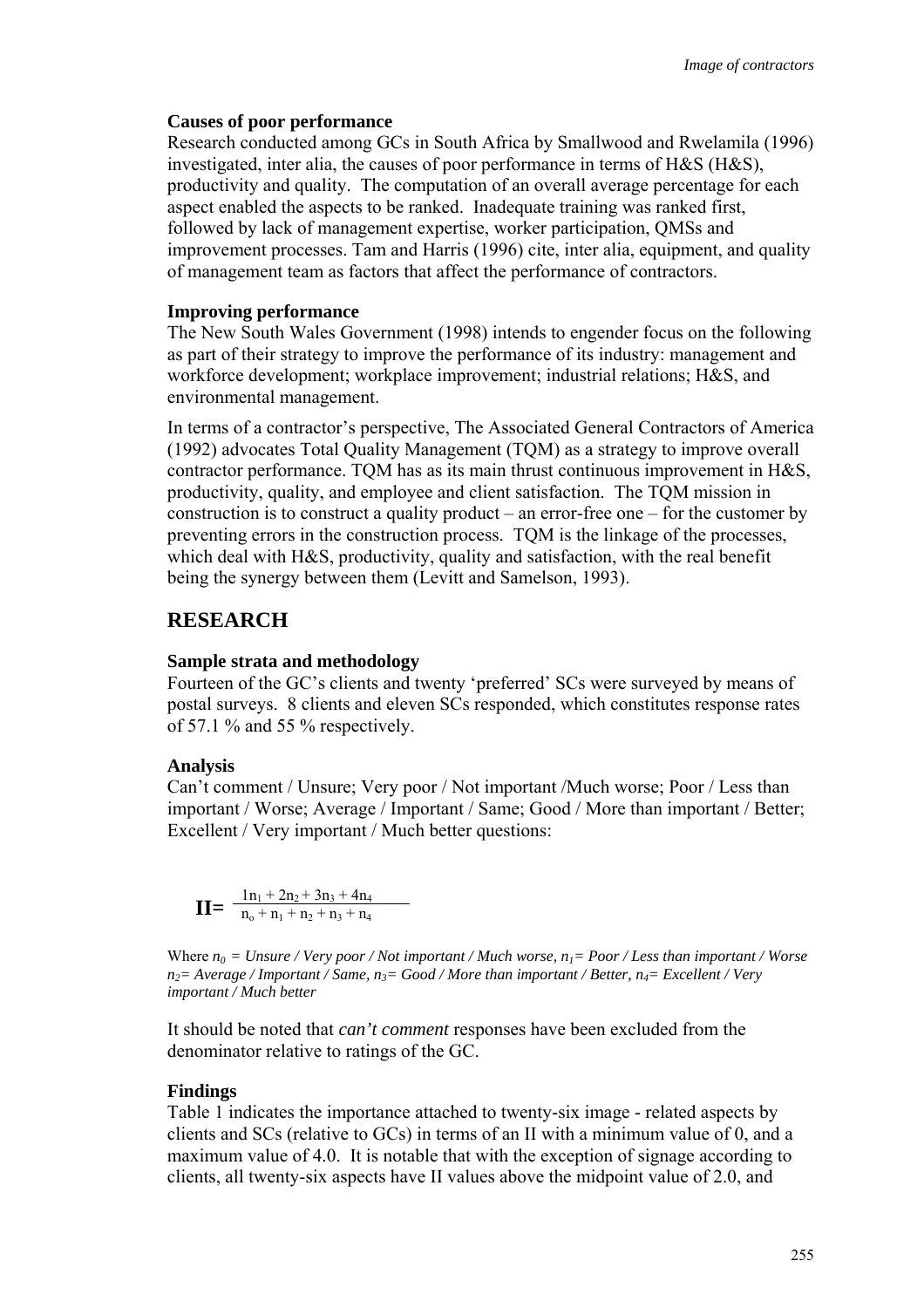**Causes of poor performance**

Research conducted among GCs in South Africa by Smallwood and Rwelamila (1996) investigated, inter alia, the causes of poor performance in terms of H&S (H&S), productivity and quality. The computation of an overall average percentage for each aspect enabled the aspects to be ranked. Inadequate training was ranked first, followed by lack of management expertise, worker participation, QMSs and improvement processes. Tam and Harris (1996) cite, inter alia, equipment, and quality of management team as factors that affect the performance of contractors.

**Improving performance**

The New South Wales Government (1998) intends to engender focus on the following as part of their strategy to improve the performance of its industry: management and workforce development; workplace improvement; industrial relations; H&S, and environmental management.

In terms of a contractor's perspective, The Associated General Contractors of America (1992) advocates Total Quality Management (TQM) as a strategy to improve overall contractor performance. TQM has as its main thrust continuous improvement in H&S, productivity, quality, and employee and client satisfaction. The TQM mission in construction is to construct a quality product – an error-free one – for the customer by preventing errors in the construction process. TQM is the linkage of the processes, which deal with H&S, productivity, quality and satisfaction, with the real benefit being the synergy between them (Levitt and Samelson, 1993).

## RESEARCH

**Sample strata and methodology**

Fourteen of the GC's clients and twenty 'preferred' SCs were surveyed by means of postal surveys. 8 clients and eleven SCs responded, which constitutes response rates of 57.1 % and 55 % respectively.

**Analysis**

Can't comment / Unsure; Very poor / Not important /Much worse; Poor / Less than important / Worse; Average / Important / Same; Good / More than important / Better; Excellent / Very important / Much better questions:

$$\textbf{II=} \frac{1n_1 + 2n_2 + 3n_3 + 4n_4}{n_o + n_1 + n_2 + n_3 + n_4}$$

Where $n_0$ *= Unsure / Very poor / Not important / Much worse,* $n_1$*= Poor / Less than important / Worse* $n_2$*= Average / Important / Same,* $n_3$*= Good / More than important / Better,* $n_4$*= Excellent / Very important / Much better*

It should be noted that *can't comment* responses have been excluded from the denominator relative to ratings of the GC.

**Findings**

Table 1 indicates the importance attached to twenty-six image - related aspects by clients and SCs (relative to GCs) in terms of an II with a minimum value of 0, and a maximum value of 4.0. It is notable that with the exception of signage according to clients, all twenty-six aspects have II values above the midpoint value of 2.0, and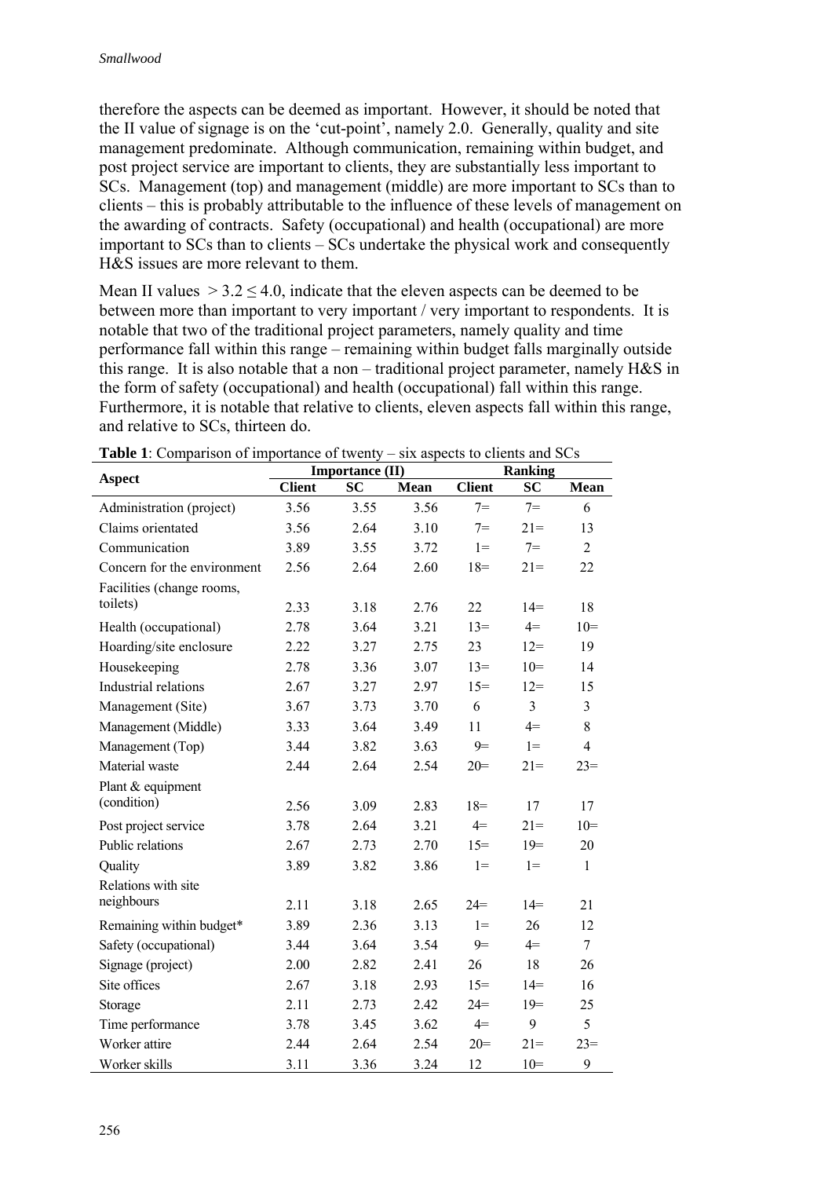therefore the aspects can be deemed as important. However, it should be noted that the II value of signage is on the 'cut-point', namely 2.0. Generally, quality and site management predominate. Although communication, remaining within budget, and post project service are important to clients, they are substantially less important to SCs. Management (top) and management (middle) are more important to SCs than to clients – this is probably attributable to the influence of these levels of management on the awarding of contracts. Safety (occupational) and health (occupational) are more important to SCs than to clients – SCs undertake the physical work and consequently H&S issues are more relevant to them.

Mean II values $> 3.2 \leq 4.0$, indicate that the eleven aspects can be deemed to be between more than important to very important / very important to respondents. It is notable that two of the traditional project parameters, namely quality and time performance fall within this range – remaining within budget falls marginally outside this range. It is also notable that a non – traditional project parameter, namely H&S in the form of safety (occupational) and health (occupational) fall within this range. Furthermore, it is notable that relative to clients, eleven aspects fall within this range, and relative to SCs, thirteen do.

**Table 1**: Comparison of importance of twenty – six aspects to clients and SCs

| Aspect | Importance (II) | | | Ranking | | |
|---|---|---|---|---|---|---|
| | Client | SC | Mean | Client | SC | Mean |
| Administration (project) | 3.56 | 3.55 | 3.56 | 7= | 7= | 6 |
| Claims orientated | 3.56 | 2.64 | 3.10 | 7= | 21= | 13 |
| Communication | 3.89 | 3.55 | 3.72 | 1= | 7= | 2 |
| Concern for the environment | 2.56 | 2.64 | 2.60 | 18= | 21= | 22 |
| Facilities (change rooms, toilets) | 2.33 | 3.18 | 2.76 | 22 | 14= | 18 |
| Health (occupational) | 2.78 | 3.64 | 3.21 | 13= | 4= | 10= |
| Hoarding/site enclosure | 2.22 | 3.27 | 2.75 | 23 | 12= | 19 |
| Housekeeping | 2.78 | 3.36 | 3.07 | 13= | 10= | 14 |
| Industrial relations | 2.67 | 3.27 | 2.97 | 15= | 12= | 15 |
| Management (Site) | 3.67 | 3.73 | 3.70 | 6 | 3 | 3 |
| Management (Middle) | 3.33 | 3.64 | 3.49 | 11 | 4= | 8 |
| Management (Top) | 3.44 | 3.82 | 3.63 | 9= | 1= | 4 |
| Material waste | 2.44 | 2.64 | 2.54 | 20= | 21= | 23= |
| Plant & equipment (condition) | 2.56 | 3.09 | 2.83 | 18= | 17 | 17 |
| Post project service | 3.78 | 2.64 | 3.21 | 4= | 21= | 10= |
| Public relations | 2.67 | 2.73 | 2.70 | 15= | 19= | 20 |
| Quality | 3.89 | 3.82 | 3.86 | 1= | 1= | 1 |
| Relations with site neighbours | 2.11 | 3.18 | 2.65 | 24= | 14= | 21 |
| Remaining within budget* | 3.89 | 2.36 | 3.13 | 1= | 26 | 12 |
| Safety (occupational) | 3.44 | 3.64 | 3.54 | 9= | 4= | 7 |
| Signage (project) | 2.00 | 2.82 | 2.41 | 26 | 18 | 26 |
| Site offices | 2.67 | 3.18 | 2.93 | 15= | 14= | 16 |
| Storage | 2.11 | 2.73 | 2.42 | 24= | 19= | 25 |
| Time performance | 3.78 | 3.45 | 3.62 | 4= | 9 | 5 |
| Worker attire | 2.44 | 2.64 | 2.54 | 20= | 21= | 23= |
| Worker skills | 3.11 | 3.36 | 3.24 | 12 | 10= | 9 |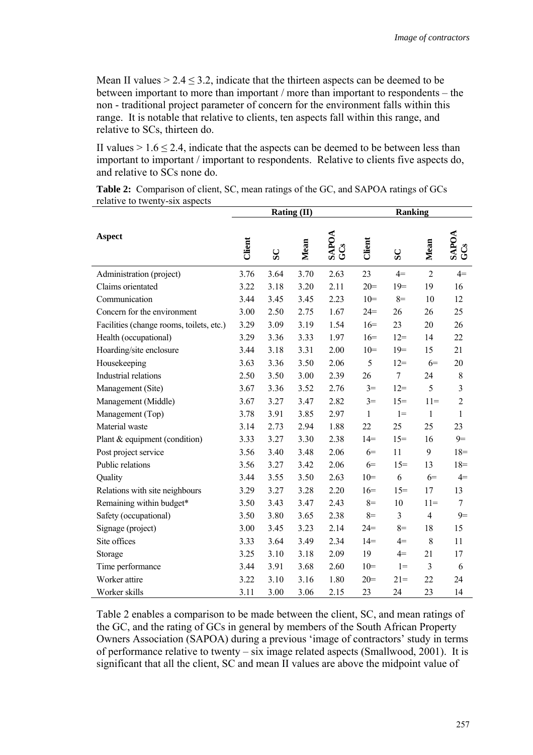Mean II values $> 2.4 \leq 3.2$, indicate that the thirteen aspects can be deemed to be between important to more than important / more than important to respondents – the non - traditional project parameter of concern for the environment falls within this range. It is notable that relative to clients, ten aspects fall within this range, and relative to SCs, thirteen do.

II values $> 1.6 \leq 2.4$, indicate that the aspects can be deemed to be between less than important to important / important to respondents. Relative to clients five aspects do, and relative to SCs none do.

**Table 2:** Comparison of client, SC, mean ratings of the GC, and SAPOA ratings of GCs relative to twenty-six aspects

| Aspect | Rating (II) | | | | Ranking | | | |
|---|---|---|---|---|---|---|---|---|
| | Client | SC | Mean | SAPOA GCs | Client | SC | Mean | SAPOA GCs |
| Administration (project) | 3.76 | 3.64 | 3.70 | 2.63 | 23 | 4= | 2 | 4= |
| Claims orientated | 3.22 | 3.18 | 3.20 | 2.11 | 20= | 19= | 19 | 16 |
| Communication | 3.44 | 3.45 | 3.45 | 2.23 | 10= | 8= | 10 | 12 |
| Concern for the environment | 3.00 | 2.50 | 2.75 | 1.67 | 24= | 26 | 26 | 25 |
| Facilities (change rooms, toilets, etc.) | 3.29 | 3.09 | 3.19 | 1.54 | 16= | 23 | 20 | 26 |
| Health (occupational) | 3.29 | 3.36 | 3.33 | 1.97 | 16= | 12= | 14 | 22 |
| Hoarding/site enclosure | 3.44 | 3.18 | 3.31 | 2.00 | 10= | 19= | 15 | 21 |
| Housekeeping | 3.63 | 3.36 | 3.50 | 2.06 | 5 | 12= | 6= | 20 |
| Industrial relations | 2.50 | 3.50 | 3.00 | 2.39 | 26 | 7 | 24 | 8 |
| Management (Site) | 3.67 | 3.36 | 3.52 | 2.76 | 3= | 12= | 5 | 3 |
| Management (Middle) | 3.67 | 3.27 | 3.47 | 2.82 | 3= | 15= | 11= | 2 |
| Management (Top) | 3.78 | 3.91 | 3.85 | 2.97 | 1 | 1= | 1 | 1 |
| Material waste | 3.14 | 2.73 | 2.94 | 1.88 | 22 | 25 | 25 | 23 |
| Plant & equipment (condition) | 3.33 | 3.27 | 3.30 | 2.38 | 14= | 15= | 16 | 9= |
| Post project service | 3.56 | 3.40 | 3.48 | 2.06 | 6= | 11 | 9 | 18= |
| Public relations | 3.56 | 3.27 | 3.42 | 2.06 | 6= | 15= | 13 | 18= |
| Quality | 3.44 | 3.55 | 3.50 | 2.63 | 10= | 6 | 6= | 4= |
| Relations with site neighbours | 3.29 | 3.27 | 3.28 | 2.20 | 16= | 15= | 17 | 13 |
| Remaining within budget* | 3.50 | 3.43 | 3.47 | 2.43 | 8= | 10 | 11= | 7 |
| Safety (occupational) | 3.50 | 3.80 | 3.65 | 2.38 | 8= | 3 | 4 | 9= |
| Signage (project) | 3.00 | 3.45 | 3.23 | 2.14 | 24= | 8= | 18 | 15 |
| Site offices | 3.33 | 3.64 | 3.49 | 2.34 | 14= | 4= | 8 | 11 |
| Storage | 3.25 | 3.10 | 3.18 | 2.09 | 19 | 4= | 21 | 17 |
| Time performance | 3.44 | 3.91 | 3.68 | 2.60 | 10= | 1= | 3 | 6 |
| Worker attire | 3.22 | 3.10 | 3.16 | 1.80 | 20= | 21= | 22 | 24 |
| Worker skills | 3.11 | 3.00 | 3.06 | 2.15 | 23 | 24 | 23 | 14 |

Table 2 enables a comparison to be made between the client, SC, and mean ratings of the GC, and the rating of GCs in general by members of the South African Property Owners Association (SAPOA) during a previous 'image of contractors' study in terms of performance relative to twenty – six image related aspects (Smallwood, 2001). It is significant that all the client, SC and mean II values are above the midpoint value of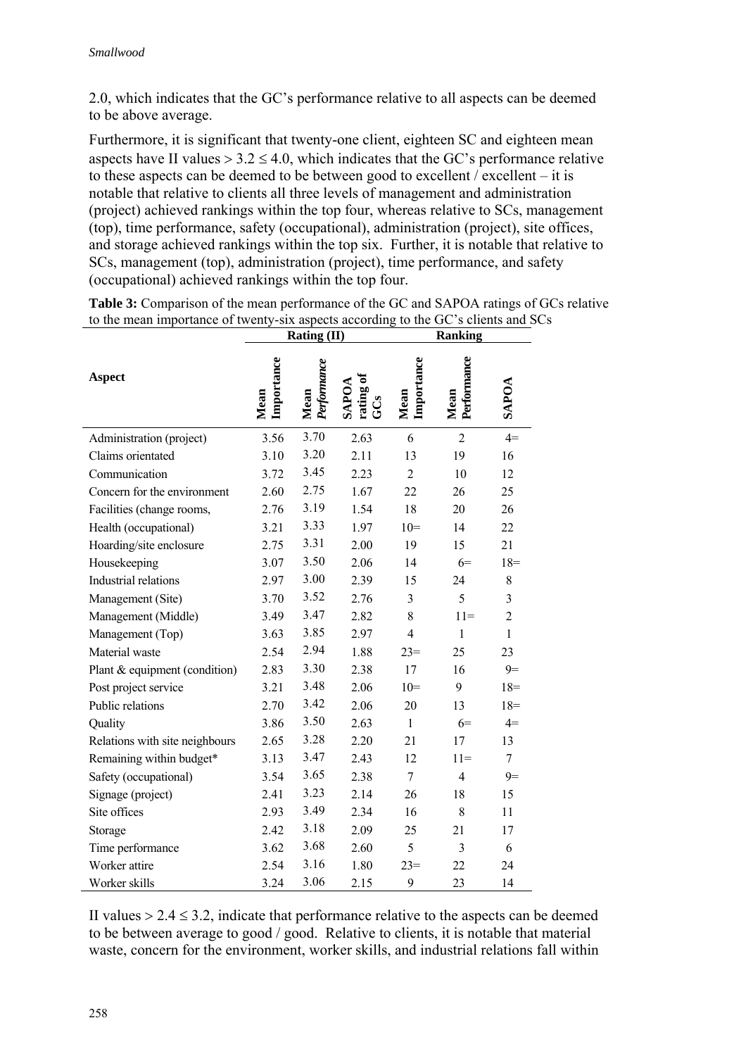2.0, which indicates that the GC's performance relative to all aspects can be deemed to be above average.

Furthermore, it is significant that twenty-one client, eighteen SC and eighteen mean aspects have II values $> 3.2 \leq 4.0$, which indicates that the GC's performance relative to these aspects can be deemed to be between good to excellent / excellent – it is notable that relative to clients all three levels of management and administration (project) achieved rankings within the top four, whereas relative to SCs, management (top), time performance, safety (occupational), administration (project), site offices, and storage achieved rankings within the top six. Further, it is notable that relative to SCs, management (top), administration (project), time performance, and safety (occupational) achieved rankings within the top four.

**Table 3:** Comparison of the mean performance of the GC and SAPOA ratings of GCs relative to the mean importance of twenty-six aspects according to the GC's clients and SCs

| Aspect | Rating (II) | | | Ranking | | |
|---|---|---|---|---|---|---|
| | Mean Importance | *Mean Performance* | SAPOA rating of GCs | Mean Importance | Mean Performance | SAPOA |
| Administration (project) | 3.56 | 3.70 | 2.63 | 6 | 2 | 4= |
| Claims orientated | 3.10 | 3.20 | 2.11 | 13 | 19 | 16 |
| Communication | 3.72 | 3.45 | 2.23 | 2 | 10 | 12 |
| Concern for the environment | 2.60 | 2.75 | 1.67 | 22 | 26 | 25 |
| Facilities (change rooms, | 2.76 | 3.19 | 1.54 | 18 | 20 | 26 |
| Health (occupational) | 3.21 | 3.33 | 1.97 | 10= | 14 | 22 |
| Hoarding/site enclosure | 2.75 | 3.31 | 2.00 | 19 | 15 | 21 |
| Housekeeping | 3.07 | 3.50 | 2.06 | 14 | 6= | 18= |
| Industrial relations | 2.97 | 3.00 | 2.39 | 15 | 24 | 8 |
| Management (Site) | 3.70 | 3.52 | 2.76 | 3 | 5 | 3 |
| Management (Middle) | 3.49 | 3.47 | 2.82 | 8 | 11= | 2 |
| Management (Top) | 3.63 | 3.85 | 2.97 | 4 | 1 | 1 |
| Material waste | 2.54 | 2.94 | 1.88 | 23= | 25 | 23 |
| Plant & equipment (condition) | 2.83 | 3.30 | 2.38 | 17 | 16 | 9= |
| Post project service | 3.21 | 3.48 | 2.06 | 10= | 9 | 18= |
| Public relations | 2.70 | 3.42 | 2.06 | 20 | 13 | 18= |
| Quality | 3.86 | 3.50 | 2.63 | 1 | 6= | 4= |
| Relations with site neighbours | 2.65 | 3.28 | 2.20 | 21 | 17 | 13 |
| Remaining within budget* | 3.13 | 3.47 | 2.43 | 12 | 11= | 7 |
| Safety (occupational) | 3.54 | 3.65 | 2.38 | 7 | 4 | 9= |
| Signage (project) | 2.41 | 3.23 | 2.14 | 26 | 18 | 15 |
| Site offices | 2.93 | 3.49 | 2.34 | 16 | 8 | 11 |
| Storage | 2.42 | 3.18 | 2.09 | 25 | 21 | 17 |
| Time performance | 3.62 | 3.68 | 2.60 | 5 | 3 | 6 |
| Worker attire | 2.54 | 3.16 | 1.80 | 23= | 22 | 24 |
| Worker skills | 3.24 | 3.06 | 2.15 | 9 | 23 | 14 |

II values $> 2.4 \leq 3.2$, indicate that performance relative to the aspects can be deemed to be between average to good / good. Relative to clients, it is notable that material waste, concern for the environment, worker skills, and industrial relations fall within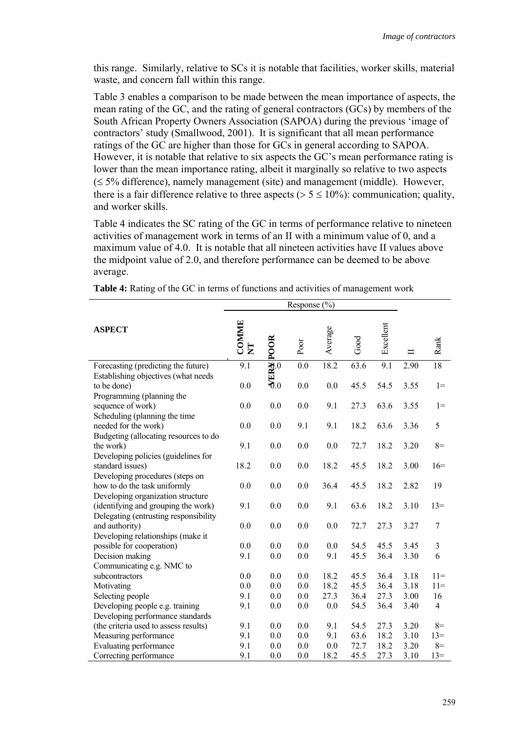this range. Similarly, relative to SCs it is notable that facilities, worker skills, material waste, and concern fall within this range.

Table 3 enables a comparison to be made between the mean importance of aspects, the mean rating of the GC, and the rating of general contractors (GCs) by members of the South African Property Owners Association (SAPOA) during the previous 'image of contractors' study (Smallwood, 2001). It is significant that all mean performance ratings of the GC are higher than those for GCs in general according to SAPOA. However, it is notable that relative to six aspects the GC's mean performance rating is lower than the mean importance rating, albeit it marginally so relative to two aspects (≤ 5% difference), namely management (site) and management (middle). However, there is a fair difference relative to three aspects (> 5 ≤ 10%): communication; quality, and worker skills.

Table 4 indicates the SC rating of the GC in terms of performance relative to nineteen activities of management work in terms of an II with a minimum value of 0, and a maximum value of 4.0. It is notable that all nineteen activities have II values above the midpoint value of 2.0, and therefore performance can be deemed to be above average.

**Table 4:** Rating of the GC in terms of functions and activities of management work

| ASPECT | Response (%) | | | | | | II | Rank |
|---|---|---|---|---|---|---|---|---|
| | **COMMENT** | **VERY POOR** | Poor | Average | Good | Excellent | | |
| Forecasting (predicting the future) | 9.1 | 0.0 | 0.0 | 18.2 | 63.6 | 9.1 | 2.90 | 18 |
| Establishing objectives (what needs to be done) | 0.0 | 0.0 | 0.0 | 0.0 | 45.5 | 54.5 | 3.55 | 1= |
| Programming (planning the sequence of work) | 0.0 | 0.0 | 0.0 | 9.1 | 27.3 | 63.6 | 3.55 | 1= |
| Scheduling (planning the time needed for the work) | 0.0 | 0.0 | 9.1 | 9.1 | 18.2 | 63.6 | 3.36 | 5 |
| Budgeting (allocating resources to do the work) | 9.1 | 0.0 | 0.0 | 0.0 | 72.7 | 18.2 | 3.20 | 8= |
| Developing policies (guidelines for standard issues) | 18.2 | 0.0 | 0.0 | 18.2 | 45.5 | 18.2 | 3.00 | 16= |
| Developing procedures (steps on how to do the task uniformly | 0.0 | 0.0 | 0.0 | 36.4 | 45.5 | 18.2 | 2.82 | 19 |
| Developing organization structure (identifying and grouping the work) | 9.1 | 0.0 | 0.0 | 9.1 | 63.6 | 18.2 | 3.10 | 13= |
| Delegating (entrusting responsibility and authority) | 0.0 | 0.0 | 0.0 | 0.0 | 72.7 | 27.3 | 3.27 | 7 |
| Developing relationships (make it possible for cooperation) | 0.0 | 0.0 | 0.0 | 0.0 | 54.5 | 45.5 | 3.45 | 3 |
| Decision making | 9.1 | 0.0 | 0.0 | 9.1 | 45.5 | 36.4 | 3.30 | 6 |
| Communicating e.g. NMC to subcontractors | 0.0 | 0.0 | 0.0 | 18.2 | 45.5 | 36.4 | 3.18 | 11= |
| Motivating | 0.0 | 0.0 | 0.0 | 18.2 | 45.5 | 36.4 | 3.18 | 11= |
| Selecting people | 9.1 | 0.0 | 0.0 | 27.3 | 36.4 | 27.3 | 3.00 | 16 |
| Developing people e.g. training | 9.1 | 0.0 | 0.0 | 0.0 | 54.5 | 36.4 | 3.40 | 4 |
| Developing performance standards (the criteria used to assess results) | 9.1 | 0.0 | 0.0 | 9.1 | 54.5 | 27.3 | 3.20 | 8= |
| Measuring performance | 9.1 | 0.0 | 0.0 | 9.1 | 63.6 | 18.2 | 3.10 | 13= |
| Evaluating performance | 9.1 | 0.0 | 0.0 | 0.0 | 72.7 | 18.2 | 3.20 | 8= |
| Correcting performance | 9.1 | 0.0 | 0.0 | 18.2 | 45.5 | 27.3 | 3.10 | 13= |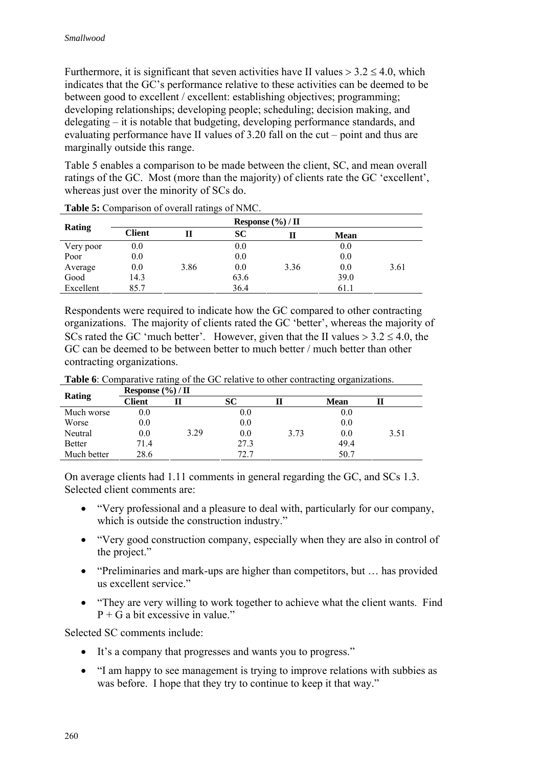Furthermore, it is significant that seven activities have II values > 3.2 ≤ 4.0, which indicates that the GC's performance relative to these activities can be deemed to be between good to excellent / excellent: establishing objectives; programming; developing relationships; developing people; scheduling; decision making, and delegating – it is notable that budgeting, developing performance standards, and evaluating performance have II values of 3.20 fall on the cut – point and thus are marginally outside this range.

Table 5 enables a comparison to be made between the client, SC, and mean overall ratings of the GC. Most (more than the majority) of clients rate the GC 'excellent', whereas just over the minority of SCs do.

**Table 5:** Comparison of overall ratings of NMC.

| Rating | Response (%) / II | | | | | |
|---|---|---|---|---|---|---|
| | Client | II | SC | II | Mean | |
| Very poor | 0.0 | | 0.0 | | 0.0 | |
| Poor | 0.0 | | 0.0 | | 0.0 | |
| Average | 0.0 | 3.86 | 0.0 | 3.36 | 0.0 | 3.61 |
| Good | 14.3 | | 63.6 | | 39.0 | |
| Excellent | 85.7 | | 36.4 | | 61.1 | |

Respondents were required to indicate how the GC compared to other contracting organizations. The majority of clients rated the GC 'better', whereas the majority of SCs rated the GC 'much better'. However, given that the II values > 3.2 ≤ 4.0, the GC can be deemed to be between better to much better / much better than other contracting organizations.

**Table 6**: Comparative rating of the GC relative to other contracting organizations.

| Rating | Response (%) / II | | | | | |
|---|---|---|---|---|---|---|
| | Client | II | SC | II | Mean | II |
| Much worse | 0.0 | | 0.0 | | 0.0 | |
| Worse | 0.0 | | 0.0 | | 0.0 | |
| Neutral | 0.0 | 3.29 | 0.0 | 3.73 | 0.0 | 3.51 |
| Better | 71.4 | | 27.3 | | 49.4 | |
| Much better | 28.6 | | 72.7 | | 50.7 | |

On average clients had 1.11 comments in general regarding the GC, and SCs 1.3. Selected client comments are:

- "Very professional and a pleasure to deal with, particularly for our company, which is outside the construction industry."
- "Very good construction company, especially when they are also in control of the project."
- "Preliminaries and mark-ups are higher than competitors, but … has provided us excellent service."
- "They are very willing to work together to achieve what the client wants. Find P + G a bit excessive in value."

Selected SC comments include:

- It's a company that progresses and wants you to progress."
- "I am happy to see management is trying to improve relations with subbies as was before. I hope that they try to continue to keep it that way."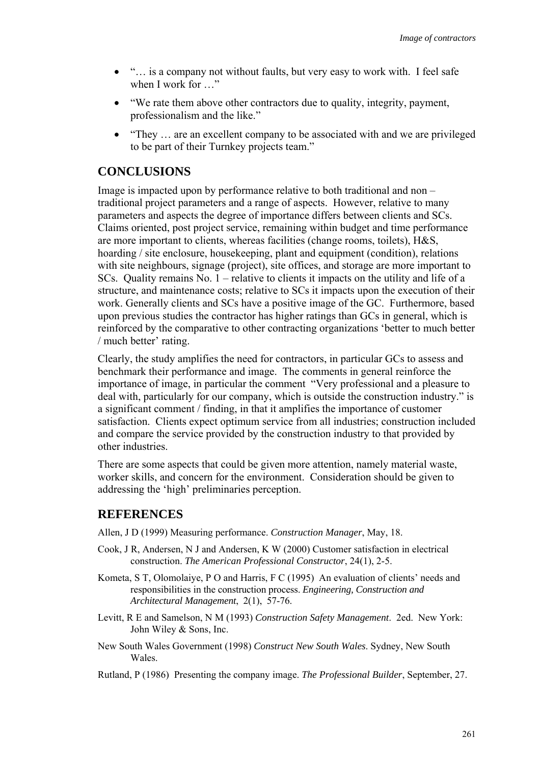- "… is a company not without faults, but very easy to work with. I feel safe when I work for …"
- "We rate them above other contractors due to quality, integrity, payment, professionalism and the like."
- "They … are an excellent company to be associated with and we are privileged to be part of their Turnkey projects team."

## CONCLUSIONS

Image is impacted upon by performance relative to both traditional and non – traditional project parameters and a range of aspects. However, relative to many parameters and aspects the degree of importance differs between clients and SCs. Claims oriented, post project service, remaining within budget and time performance are more important to clients, whereas facilities (change rooms, toilets), H&S, hoarding / site enclosure, housekeeping, plant and equipment (condition), relations with site neighbours, signage (project), site offices, and storage are more important to SCs. Quality remains No. 1 – relative to clients it impacts on the utility and life of a structure, and maintenance costs; relative to SCs it impacts upon the execution of their work. Generally clients and SCs have a positive image of the GC. Furthermore, based upon previous studies the contractor has higher ratings than GCs in general, which is reinforced by the comparative to other contracting organizations 'better to much better / much better' rating.

Clearly, the study amplifies the need for contractors, in particular GCs to assess and benchmark their performance and image. The comments in general reinforce the importance of image, in particular the comment "Very professional and a pleasure to deal with, particularly for our company, which is outside the construction industry." is a significant comment / finding, in that it amplifies the importance of customer satisfaction. Clients expect optimum service from all industries; construction included and compare the service provided by the construction industry to that provided by other industries.

There are some aspects that could be given more attention, namely material waste, worker skills, and concern for the environment. Consideration should be given to addressing the 'high' preliminaries perception.

## REFERENCES

Allen, J D (1999) Measuring performance. *Construction Manager*, May, 18.

Cook, J R, Andersen, N J and Andersen, K W (2000) Customer satisfaction in electrical construction. *The American Professional Constructor*, 24(1), 2-5.

Kometa, S T, Olomolaiye, P O and Harris, F C (1995) An evaluation of clients' needs and responsibilities in the construction process. *Engineering, Construction and Architectural Management*, 2(1), 57-76.

Levitt, R E and Samelson, N M (1993) *Construction Safety Management*. 2ed. New York: John Wiley & Sons, Inc.

New South Wales Government (1998) *Construct New South Wales*. Sydney, New South Wales.

Rutland, P (1986) Presenting the company image. *The Professional Builder*, September, 27.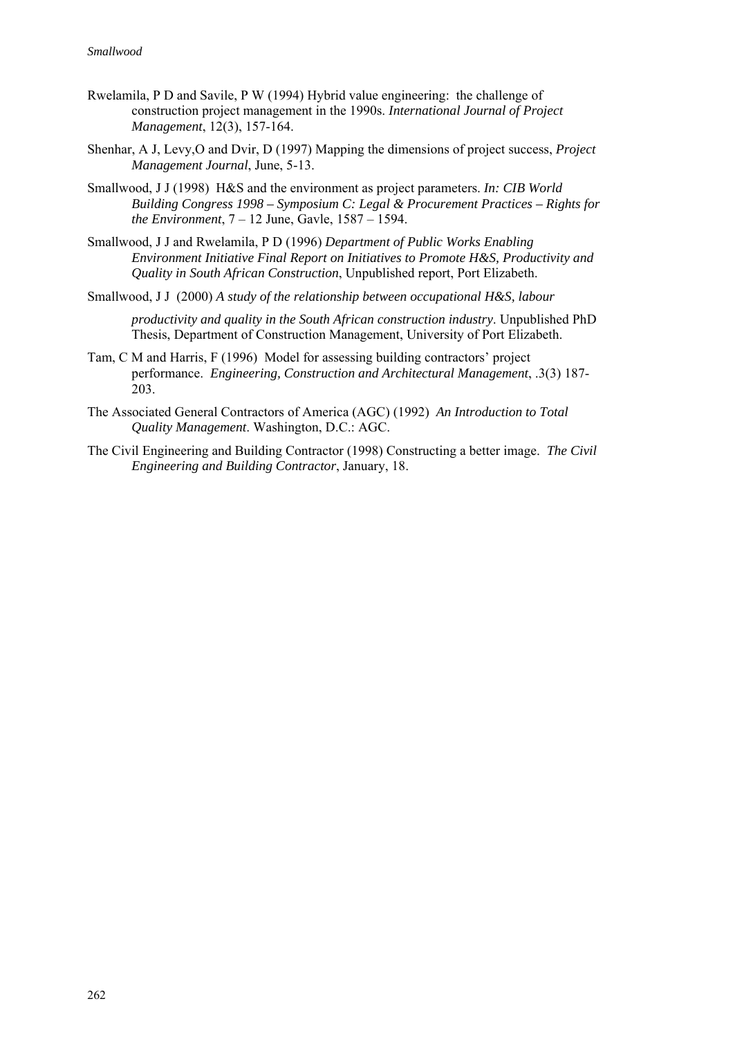Rwelamila, P D and Savile, P W (1994) Hybrid value engineering: the challenge of construction project management in the 1990s. *International Journal of Project Management*, 12(3), 157-164.

Shenhar, A J, Levy,O and Dvir, D (1997) Mapping the dimensions of project success, *Project Management Journal*, June, 5-13.

Smallwood, J J (1998) H&S and the environment as project parameters. *In: CIB World Building Congress 1998 – Symposium C: Legal & Procurement Practices – Rights for the Environment*, 7 – 12 June, Gavle, 1587 – 1594.

Smallwood, J J and Rwelamila, P D (1996) *Department of Public Works Enabling Environment Initiative Final Report on Initiatives to Promote H&S, Productivity and Quality in South African Construction*, Unpublished report, Port Elizabeth.

Smallwood, J J (2000) *A study of the relationship between occupational H&S, labour productivity and quality in the South African construction industry*. Unpublished PhD Thesis, Department of Construction Management, University of Port Elizabeth.

Tam, C M and Harris, F (1996) Model for assessing building contractors' project performance. *Engineering, Construction and Architectural Management*, .3(3) 187-203.

The Associated General Contractors of America (AGC) (1992) *An Introduction to Total Quality Management*. Washington, D.C.: AGC.

The Civil Engineering and Building Contractor (1998) Constructing a better image. *The Civil Engineering and Building Contractor*, January, 18.